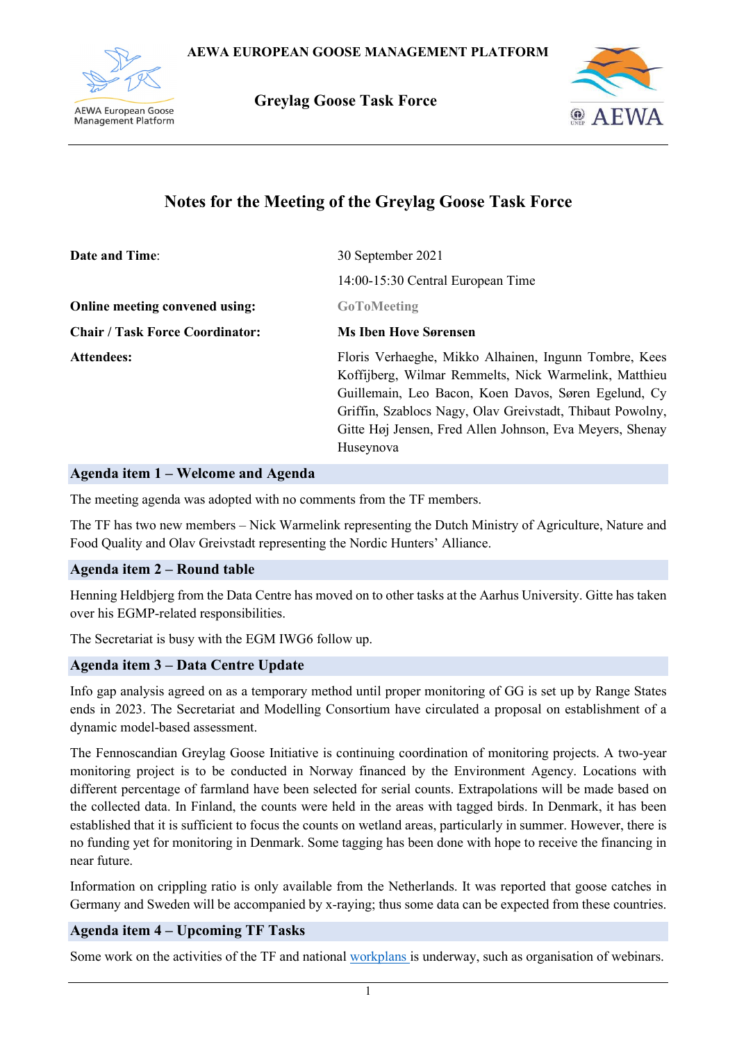AEWA EUROPEAN GOOSE MANAGEMENT PLATFORM

Greylag Goose Task Force

# Notes for the Meeting of the Greylag Goose Task Force

| | |
|---|---|
| **Date and Time**: | 30 September 2021<br>14:00-15:30 Central European Time |
| **Online meeting convened using:** | GoToMeeting |
| **Chair / Task Force Coordinator:** | **Ms Iben Hove Sørensen** |
| **Attendees:** | Floris Verhaeghe, Mikko Alhainen, Ingunn Tombre, Kees Koffijberg, Wilmar Remmelts, Nick Warmelink, Matthieu Guillemain, Leo Bacon, Koen Davos, Søren Egelund, Cy Griffin, Szablocs Nagy, Olav Greivstadt, Thibaut Powolny, Gitte Høj Jensen, Fred Allen Johnson, Eva Meyers, Shenay Huseynova |

## Agenda item 1 – Welcome and Agenda

The meeting agenda was adopted with no comments from the TF members.

The TF has two new members – Nick Warmelink representing the Dutch Ministry of Agriculture, Nature and Food Quality and Olav Greivstadt representing the Nordic Hunters' Alliance.

## Agenda item 2 – Round table

Henning Heldbjerg from the Data Centre has moved on to other tasks at the Aarhus University. Gitte has taken over his EGMP-related responsibilities.

The Secretariat is busy with the EGM IWG6 follow up.

## Agenda item 3 – Data Centre Update

Info gap analysis agreed on as a temporary method until proper monitoring of GG is set up by Range States ends in 2023. The Secretariat and Modelling Consortium have circulated a proposal on establishment of a dynamic model-based assessment.

The Fennoscandian Greylag Goose Initiative is continuing coordination of monitoring projects. A two-year monitoring project is to be conducted in Norway financed by the Environment Agency. Locations with different percentage of farmland have been selected for serial counts. Extrapolations will be made based on the collected data. In Finland, the counts were held in the areas with tagged birds. In Denmark, it has been established that it is sufficient to focus the counts on wetland areas, particularly in summer. However, there is no funding yet for monitoring in Denmark. Some tagging has been done with hope to receive the financing in near future.

Information on crippling ratio is only available from the Netherlands. It was reported that goose catches in Germany and Sweden will be accompanied by x-raying; thus some data can be expected from these countries.

## Agenda item 4 – Upcoming TF Tasks

Some work on the activities of the TF and national workplans is underway, such as organisation of webinars.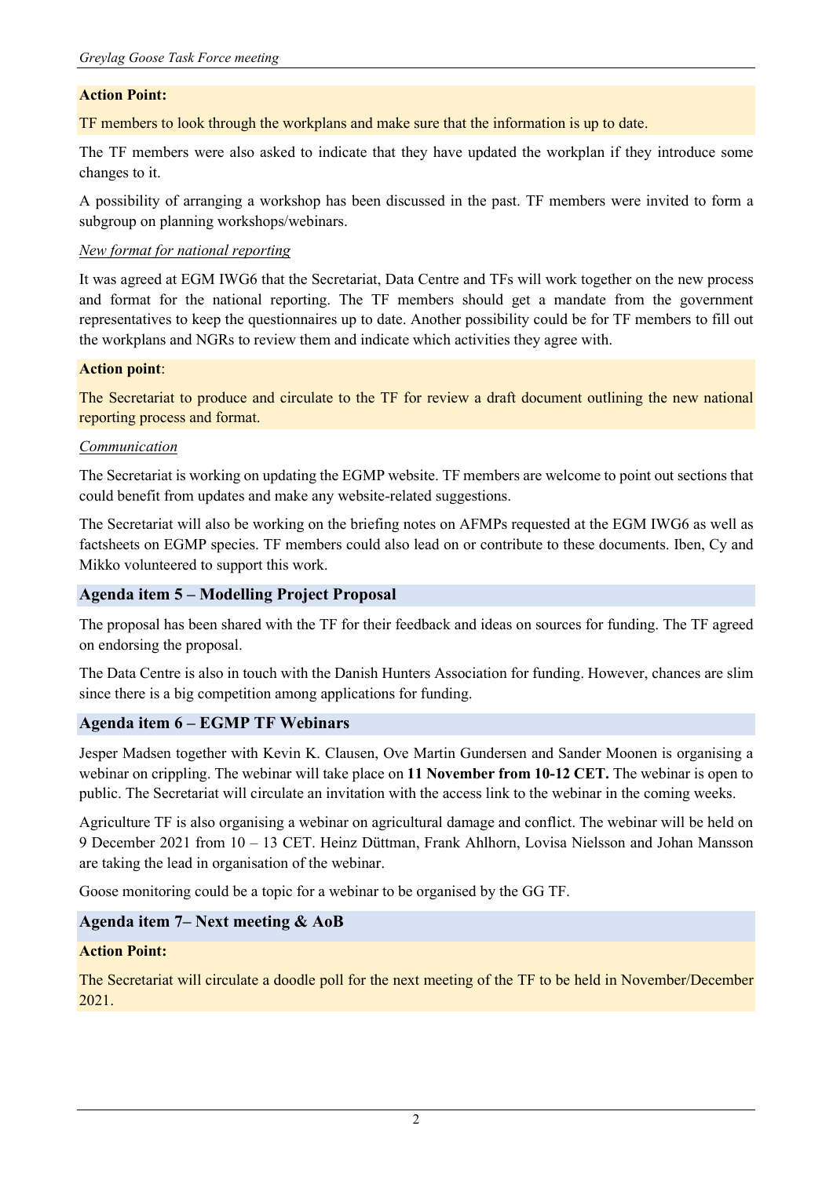**Action Point:**

TF members to look through the workplans and make sure that the information is up to date.

The TF members were also asked to indicate that they have updated the workplan if they introduce some changes to it.

A possibility of arranging a workshop has been discussed in the past. TF members were invited to form a subgroup on planning workshops/webinars.

*New format for national reporting*

It was agreed at EGM IWG6 that the Secretariat, Data Centre and TFs will work together on the new process and format for the national reporting. The TF members should get a mandate from the government representatives to keep the questionnaires up to date. Another possibility could be for TF members to fill out the workplans and NGRs to review them and indicate which activities they agree with.

**Action point**:

The Secretariat to produce and circulate to the TF for review a draft document outlining the new national reporting process and format.

*Communication*

The Secretariat is working on updating the EGMP website. TF members are welcome to point out sections that could benefit from updates and make any website-related suggestions.

The Secretariat will also be working on the briefing notes on AFMPs requested at the EGM IWG6 as well as factsheets on EGMP species. TF members could also lead on or contribute to these documents. Iben, Cy and Mikko volunteered to support this work.

## Agenda item 5 – Modelling Project Proposal

The proposal has been shared with the TF for their feedback and ideas on sources for funding. The TF agreed on endorsing the proposal.

The Data Centre is also in touch with the Danish Hunters Association for funding. However, chances are slim since there is a big competition among applications for funding.

## Agenda item 6 – EGMP TF Webinars

Jesper Madsen together with Kevin K. Clausen, Ove Martin Gundersen and Sander Moonen is organising a webinar on crippling. The webinar will take place on **11 November from 10-12 CET.** The webinar is open to public. The Secretariat will circulate an invitation with the access link to the webinar in the coming weeks.

Agriculture TF is also organising a webinar on agricultural damage and conflict. The webinar will be held on 9 December 2021 from 10 – 13 CET. Heinz Düttman, Frank Ahlhorn, Lovisa Nielsson and Johan Mansson are taking the lead in organisation of the webinar.

Goose monitoring could be a topic for a webinar to be organised by the GG TF.

## Agenda item 7– Next meeting & AoB

**Action Point:**

The Secretariat will circulate a doodle poll for the next meeting of the TF to be held in November/December 2021.